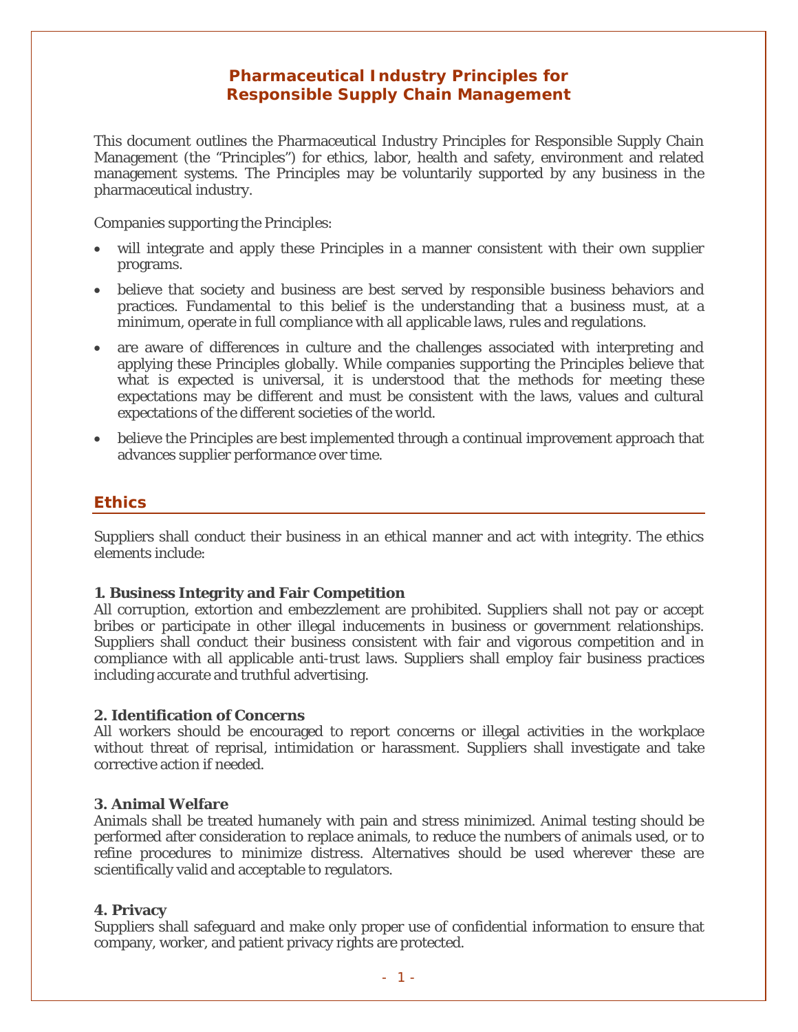# Pharmaceutical Industry Principles for Responsible Supply Chain Management

This document outlines the Pharmaceutical Industry Principles for Responsible Supply Chain Management (the "Principles") for ethics, labor, health and safety, environment and related management systems. The Principles may be voluntarily supported by any business in the pharmaceutical industry.

Companies supporting the Principles:

- will integrate and apply these Principles in a manner consistent with their own supplier programs.
- believe that society and business are best served by responsible business behaviors and practices. Fundamental to this belief is the understanding that a business must, at a minimum, operate in full compliance with all applicable laws, rules and regulations.
- are aware of differences in culture and the challenges associated with interpreting and applying these Principles globally. While companies supporting the Principles believe that what is expected is universal, it is understood that the methods for meeting these expectations may be different and must be consistent with the laws, values and cultural expectations of the different societies of the world.
- believe the Principles are best implemented through a continual improvement approach that advances supplier performance over time.

## Ethics

Suppliers shall conduct their business in an ethical manner and act with integrity. The ethics elements include:

**1. Business Integrity and Fair Competition**
All corruption, extortion and embezzlement are prohibited. Suppliers shall not pay or accept bribes or participate in other illegal inducements in business or government relationships. Suppliers shall conduct their business consistent with fair and vigorous competition and in compliance with all applicable anti-trust laws. Suppliers shall employ fair business practices including accurate and truthful advertising.

**2. Identification of Concerns**
All workers should be encouraged to report concerns or illegal activities in the workplace without threat of reprisal, intimidation or harassment. Suppliers shall investigate and take corrective action if needed.

**3. Animal Welfare**
Animals shall be treated humanely with pain and stress minimized. Animal testing should be performed after consideration to replace animals, to reduce the numbers of animals used, or to refine procedures to minimize distress. Alternatives should be used wherever these are scientifically valid and acceptable to regulators.

**4. Privacy**
Suppliers shall safeguard and make only proper use of confidential information to ensure that company, worker, and patient privacy rights are protected.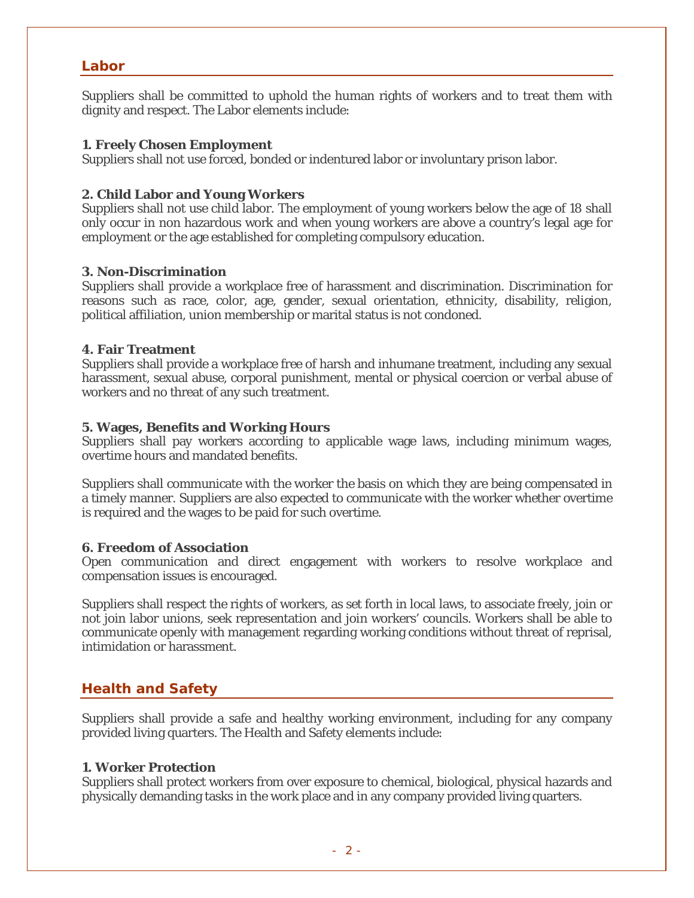## Labor

Suppliers shall be committed to uphold the human rights of workers and to treat them with dignity and respect. The Labor elements include:

**1. Freely Chosen Employment**
Suppliers shall not use forced, bonded or indentured labor or involuntary prison labor.

**2. Child Labor and Young Workers**
Suppliers shall not use child labor. The employment of young workers below the age of 18 shall only occur in non hazardous work and when young workers are above a country's legal age for employment or the age established for completing compulsory education.

**3. Non-Discrimination**
Suppliers shall provide a workplace free of harassment and discrimination. Discrimination for reasons such as race, color, age, gender, sexual orientation, ethnicity, disability, religion, political affiliation, union membership or marital status is not condoned.

**4. Fair Treatment**
Suppliers shall provide a workplace free of harsh and inhumane treatment, including any sexual harassment, sexual abuse, corporal punishment, mental or physical coercion or verbal abuse of workers and no threat of any such treatment.

**5. Wages, Benefits and Working Hours**
Suppliers shall pay workers according to applicable wage laws, including minimum wages, overtime hours and mandated benefits.

Suppliers shall communicate with the worker the basis on which they are being compensated in a timely manner. Suppliers are also expected to communicate with the worker whether overtime is required and the wages to be paid for such overtime.

**6. Freedom of Association**
Open communication and direct engagement with workers to resolve workplace and compensation issues is encouraged.

Suppliers shall respect the rights of workers, as set forth in local laws, to associate freely, join or not join labor unions, seek representation and join workers' councils. Workers shall be able to communicate openly with management regarding working conditions without threat of reprisal, intimidation or harassment.

## Health and Safety

Suppliers shall provide a safe and healthy working environment, including for any company provided living quarters. The Health and Safety elements include:

**1. Worker Protection**
Suppliers shall protect workers from over exposure to chemical, biological, physical hazards and physically demanding tasks in the work place and in any company provided living quarters.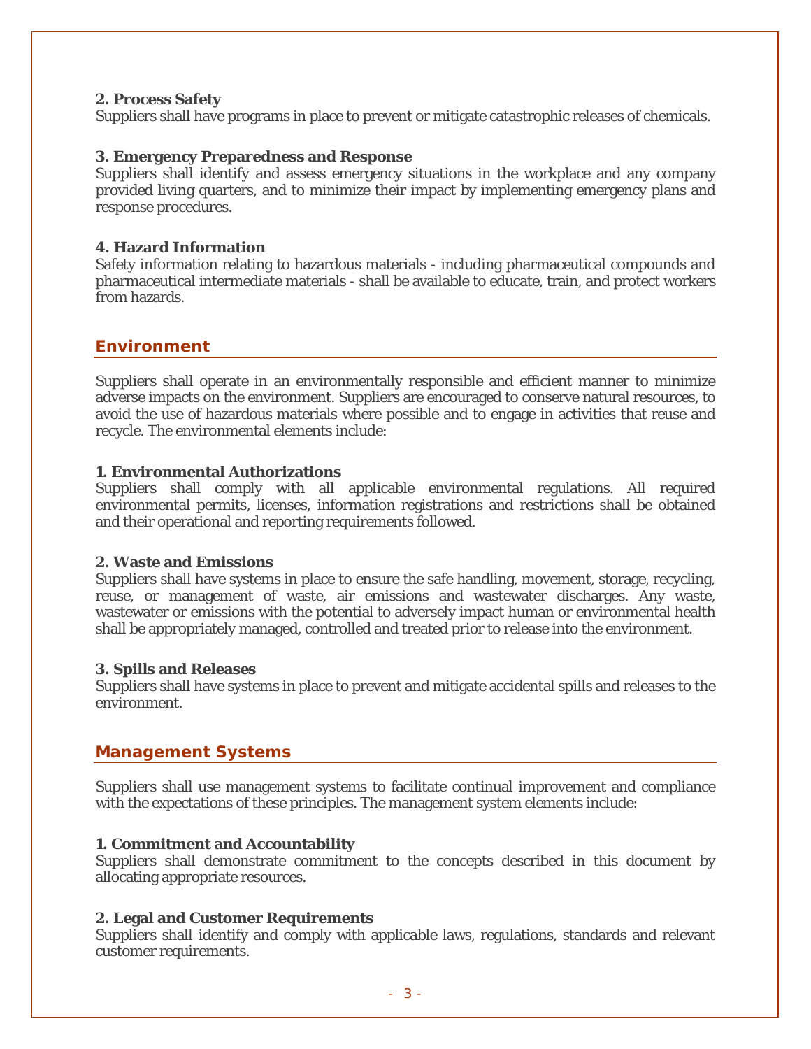**2. Process Safety**
Suppliers shall have programs in place to prevent or mitigate catastrophic releases of chemicals.

**3. Emergency Preparedness and Response**
Suppliers shall identify and assess emergency situations in the workplace and any company provided living quarters, and to minimize their impact by implementing emergency plans and response procedures.

**4. Hazard Information**
Safety information relating to hazardous materials - including pharmaceutical compounds and pharmaceutical intermediate materials - shall be available to educate, train, and protect workers from hazards.

## Environment

Suppliers shall operate in an environmentally responsible and efficient manner to minimize adverse impacts on the environment. Suppliers are encouraged to conserve natural resources, to avoid the use of hazardous materials where possible and to engage in activities that reuse and recycle. The environmental elements include:

**1. Environmental Authorizations**
Suppliers shall comply with all applicable environmental regulations. All required environmental permits, licenses, information registrations and restrictions shall be obtained and their operational and reporting requirements followed.

**2. Waste and Emissions**
Suppliers shall have systems in place to ensure the safe handling, movement, storage, recycling, reuse, or management of waste, air emissions and wastewater discharges. Any waste, wastewater or emissions with the potential to adversely impact human or environmental health shall be appropriately managed, controlled and treated prior to release into the environment.

**3. Spills and Releases**
Suppliers shall have systems in place to prevent and mitigate accidental spills and releases to the environment.

## Management Systems

Suppliers shall use management systems to facilitate continual improvement and compliance with the expectations of these principles. The management system elements include:

**1. Commitment and Accountability**
Suppliers shall demonstrate commitment to the concepts described in this document by allocating appropriate resources.

**2. Legal and Customer Requirements**
Suppliers shall identify and comply with applicable laws, regulations, standards and relevant customer requirements.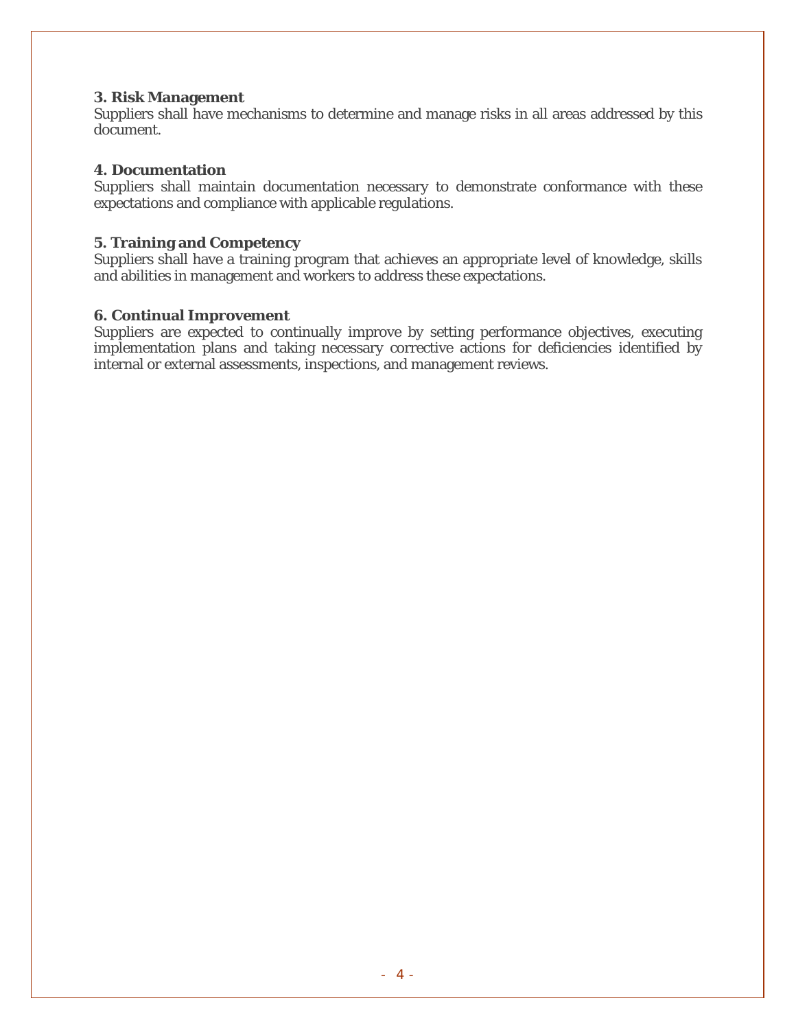**3. Risk Management**

Suppliers shall have mechanisms to determine and manage risks in all areas addressed by this document.

**4. Documentation**

Suppliers shall maintain documentation necessary to demonstrate conformance with these expectations and compliance with applicable regulations.

**5. Training and Competency**

Suppliers shall have a training program that achieves an appropriate level of knowledge, skills and abilities in management and workers to address these expectations.

**6. Continual Improvement**

Suppliers are expected to continually improve by setting performance objectives, executing implementation plans and taking necessary corrective actions for deficiencies identified by internal or external assessments, inspections, and management reviews.